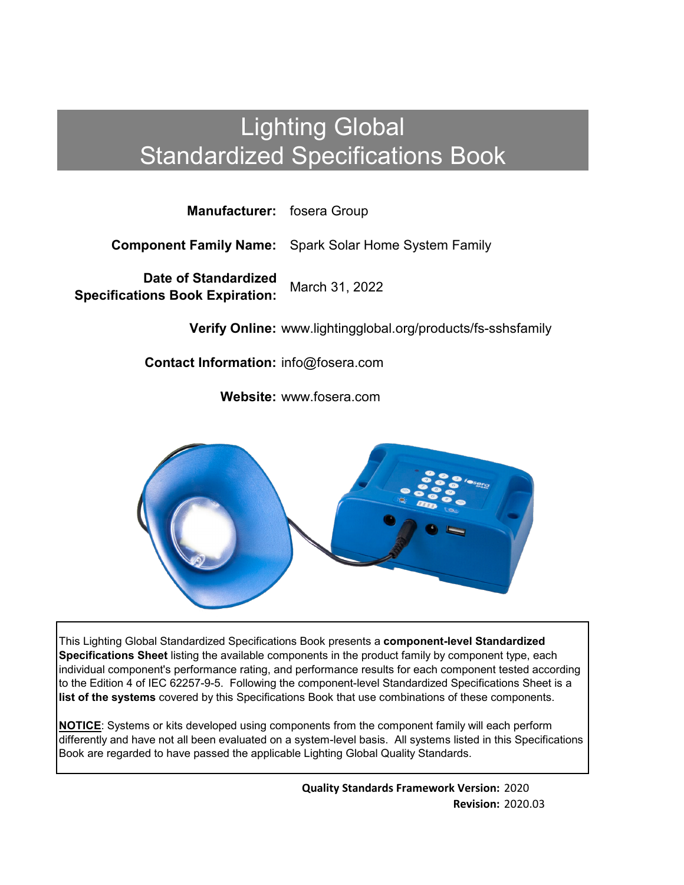# Lighting Global
# Standardized Specifications Book

**Manufacturer:** fosera Group

**Component Family Name:** Spark Solar Home System Family

**Date of Standardized Specifications Book Expiration:** March 31, 2022

**Verify Online:** www.lightingglobal.org/products/fs-sshsfamily

**Contact Information:** info@fosera.com

**Website:** www.fosera.com

This Lighting Global Standardized Specifications Book presents a **component-level Standardized Specifications Sheet** listing the available components in the product family by component type, each individual component's performance rating, and performance results for each component tested according to the Edition 4 of IEC 62257-9-5. Following the component-level Standardized Specifications Sheet is a **list of the systems** covered by this Specifications Book that use combinations of these components.

**NOTICE**: Systems or kits developed using components from the component family will each perform differently and have not all been evaluated on a system-level basis. All systems listed in this Specifications Book are regarded to have passed the applicable Lighting Global Quality Standards.

**Quality Standards Framework Version:** 2020
**Revision:** 2020.03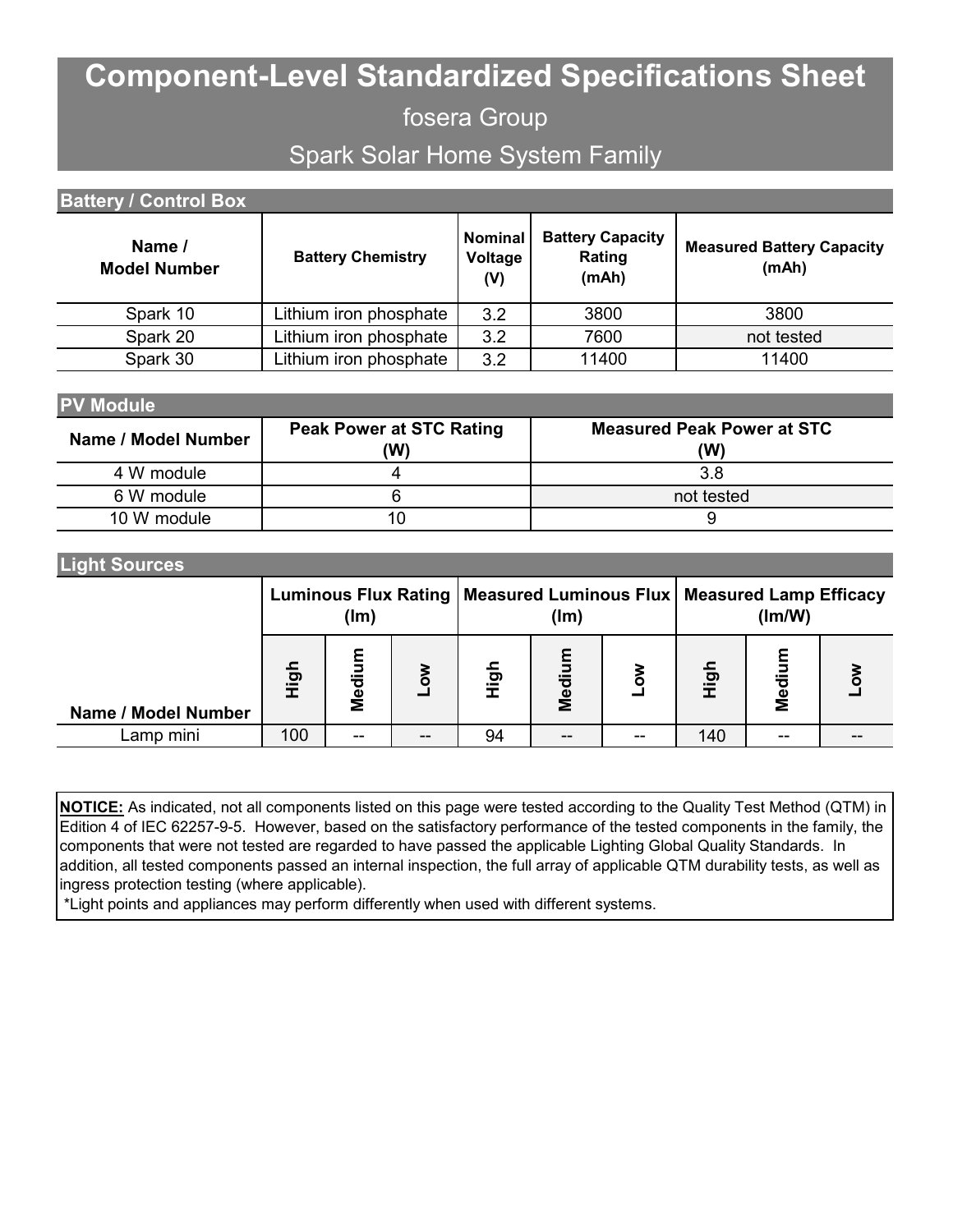# Component-Level Standardized Specifications Sheet

## fosera Group

## Spark Solar Home System Family

### Battery / Control Box

| Name / Model Number | Battery Chemistry | Nominal Voltage (V) | Battery Capacity Rating (mAh) | Measured Battery Capacity (mAh) |
|---|---|---|---|---|
| Spark 10 | Lithium iron phosphate | 3.2 | 3800 | 3800 |
| Spark 20 | Lithium iron phosphate | 3.2 | 7600 | not tested |
| Spark 30 | Lithium iron phosphate | 3.2 | 11400 | 11400 |

### PV Module

| Name / Model Number | Peak Power at STC Rating (W) | Measured Peak Power at STC (W) |
|---|---|---|
| 4 W module | 4 | 3.8 |
| 6 W module | 6 | not tested |
| 10 W module | 10 | 9 |

### Light Sources

| Name / Model Number | Luminous Flux Rating (lm) | | | Measured Luminous Flux (lm) | | | Measured Lamp Efficacy (lm/W) | | |
|---|---|---|---|---|---|---|---|---|---|
| | High | Medium | Low | High | Medium | Low | High | Medium | Low |
| Lamp mini | 100 | -- | -- | 94 | -- | -- | 140 | -- | -- |

**NOTICE:** As indicated, not all components listed on this page were tested according to the Quality Test Method (QTM) in Edition 4 of IEC 62257-9-5. However, based on the satisfactory performance of the tested components in the family, the components that were not tested are regarded to have passed the applicable Lighting Global Quality Standards. In addition, all tested components passed an internal inspection, the full array of applicable QTM durability tests, as well as ingress protection testing (where applicable).

*Light points and appliances may perform differently when used with different systems.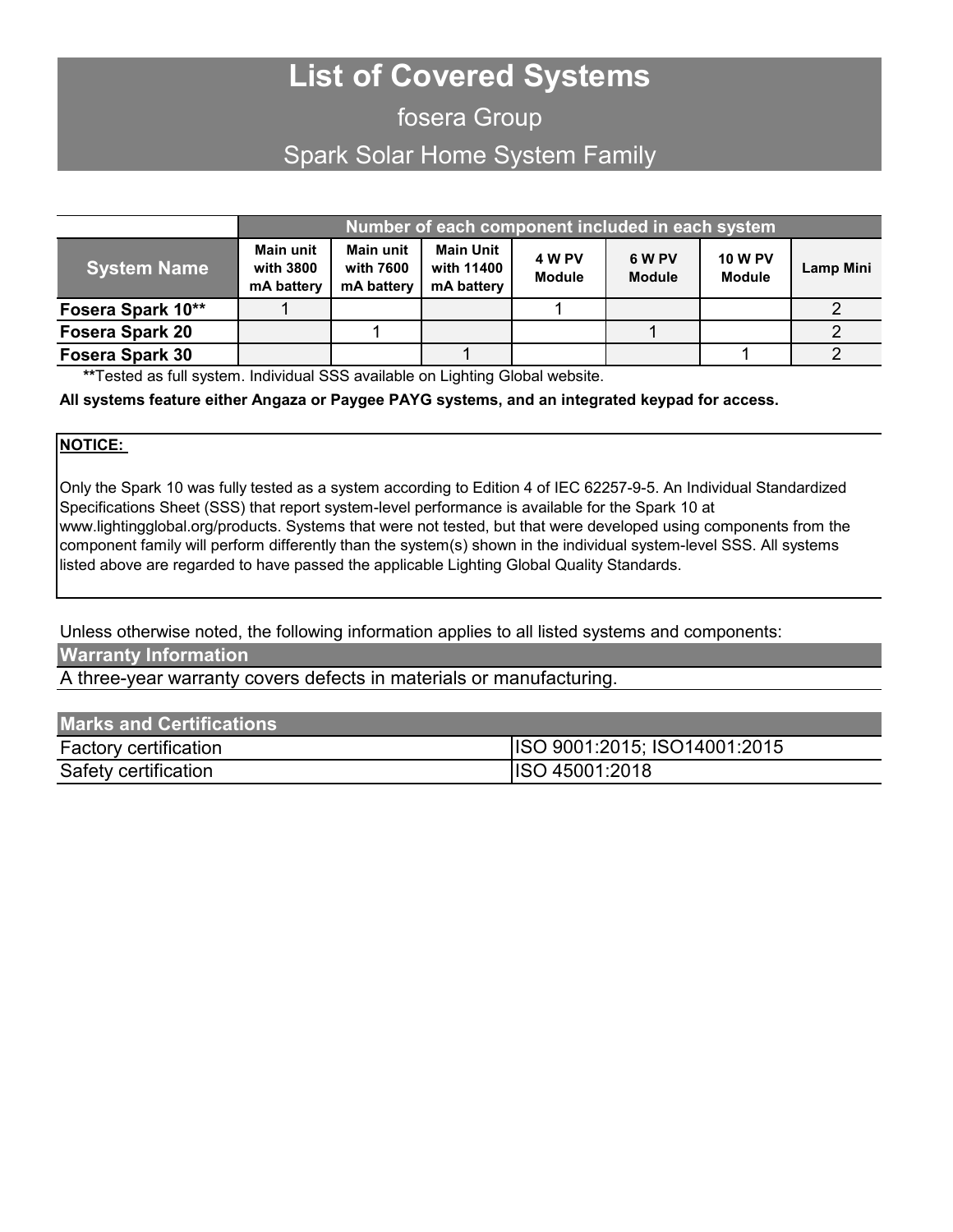# List of Covered Systems

fosera Group

Spark Solar Home System Family

| | Number of each component included in each system | | | | | | |
|---|---|---|---|---|---|---|---|
| **System Name** | **Main unit with 3800 mA battery** | **Main unit with 7600 mA battery** | **Main Unit with 11400 mA battery** | **4 W PV Module** | **6 W PV Module** | **10 W PV Module** | **Lamp Mini** |
| **Fosera Spark 10**** | 1 | | | 1 | | | 2 |
| **Fosera Spark 20** | | 1 | | | 1 | | 2 |
| **Fosera Spark 30** | | | 1 | | | 1 | 2 |

**Tested as full system. Individual SSS available on Lighting Global website.

**All systems feature either Angaza or Paygee PAYG systems, and an integrated keypad for access.**

**NOTICE:**

Only the Spark 10 was fully tested as a system according to Edition 4 of IEC 62257-9-5. An Individual Standardized Specifications Sheet (SSS) that report system-level performance is available for the Spark 10 at www.lightingglobal.org/products. Systems that were not tested, but that were developed using components from the component family will perform differently than the system(s) shown in the individual system-level SSS. All systems listed above are regarded to have passed the applicable Lighting Global Quality Standards.

Unless otherwise noted, the following information applies to all listed systems and components:

**Warranty Information**

A three-year warranty covers defects in materials or manufacturing.

| **Marks and Certifications** | |
|---|---|
| Factory certification | ISO 9001:2015; ISO14001:2015 |
| Safety certification | ISO 45001:2018 |